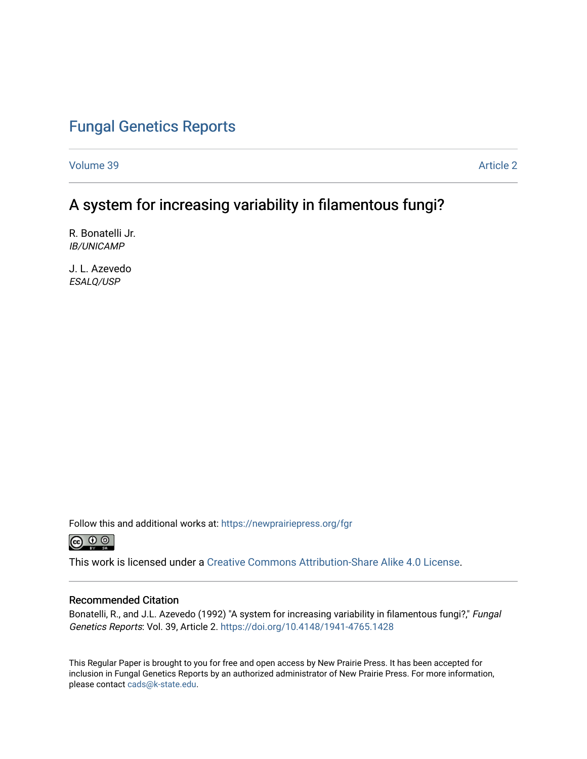# Fungal Genetics Reports

Volume 39 Article 2

## A system for increasing variability in filamentous fungi?

R. Bonatelli Jr.
*IB/UNICAMP*

J. L. Azevedo
*ESALQ/USP*

Follow this and additional works at: https://newprairiepress.org/fgr

This work is licensed under a Creative Commons Attribution-Share Alike 4.0 License.

### Recommended Citation

Bonatelli, R., and J.L. Azevedo (1992) "A system for increasing variability in filamentous fungi?," *Fungal Genetics Reports*: Vol. 39, Article 2. https://doi.org/10.4148/1941-4765.1428

This Regular Paper is brought to you for free and open access by New Prairie Press. It has been accepted for inclusion in Fungal Genetics Reports by an authorized administrator of New Prairie Press. For more information, please contact cads@k-state.edu.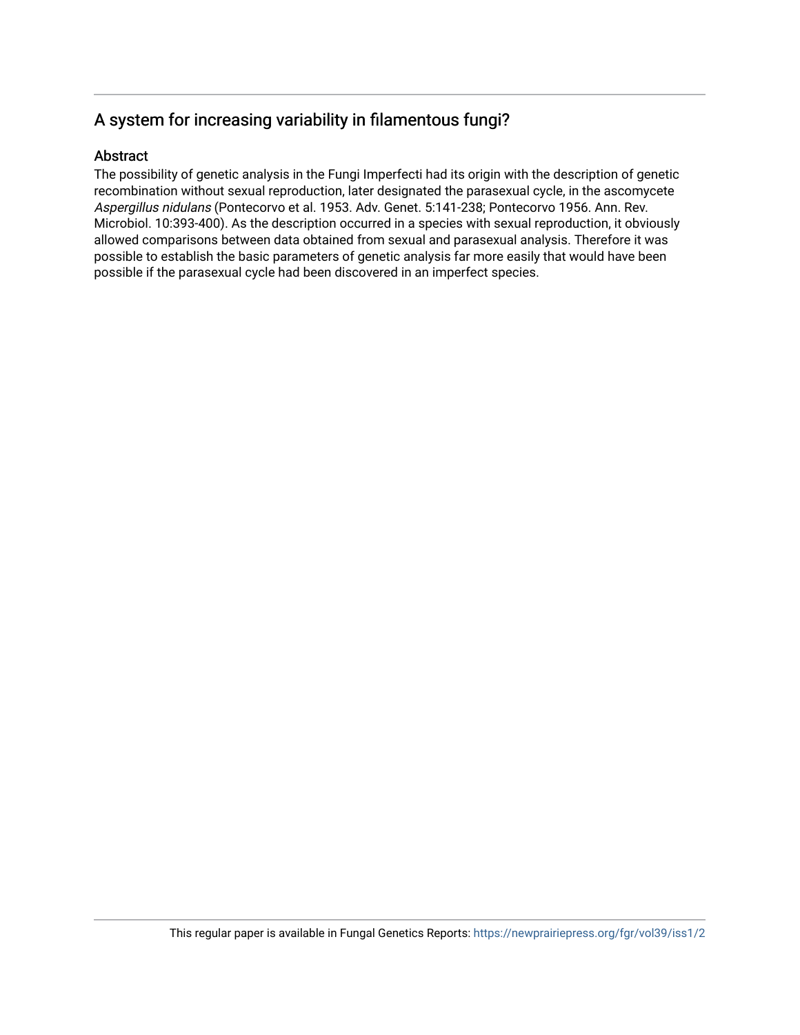## A system for increasing variability in filamentous fungi?

### Abstract

The possibility of genetic analysis in the Fungi Imperfecti had its origin with the description of genetic recombination without sexual reproduction, later designated the parasexual cycle, in the ascomycete *Aspergillus nidulans* (Pontecorvo et al. 1953. Adv. Genet. 5:141-238; Pontecorvo 1956. Ann. Rev. Microbiol. 10:393-400). As the description occurred in a species with sexual reproduction, it obviously allowed comparisons between data obtained from sexual and parasexual analysis. Therefore it was possible to establish the basic parameters of genetic analysis far more easily that would have been possible if the parasexual cycle had been discovered in an imperfect species.

This regular paper is available in Fungal Genetics Reports: https://newprairiepress.org/fgr/vol39/iss1/2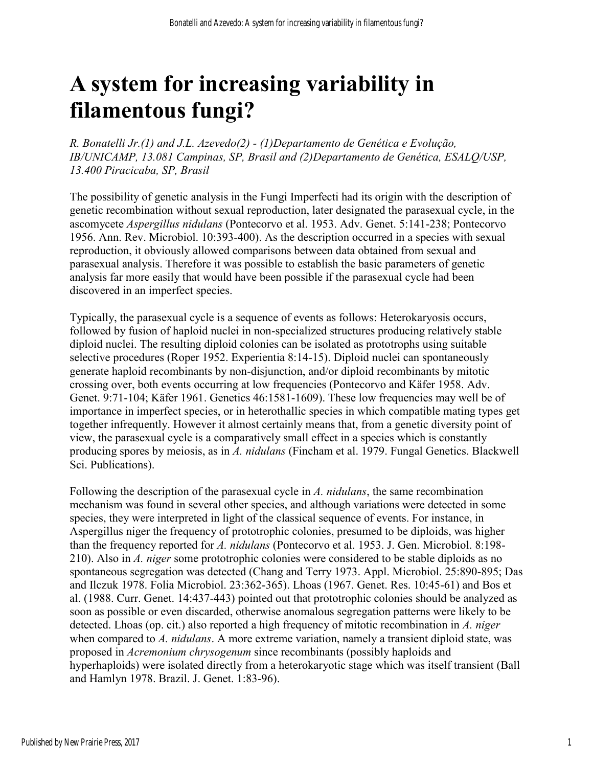# A system for increasing variability in filamentous fungi?

*R. Bonatelli Jr.(1) and J.L. Azevedo(2) - (1)Departamento de Genética e Evolução, IB/UNICAMP, 13.081 Campinas, SP, Brasil and (2)Departamento de Genética, ESALQ/USP, 13.400 Piracicaba, SP, Brasil*

The possibility of genetic analysis in the Fungi Imperfecti had its origin with the description of genetic recombination without sexual reproduction, later designated the parasexual cycle, in the ascomycete *Aspergillus nidulans* (Pontecorvo et al. 1953. Adv. Genet. 5:141-238; Pontecorvo 1956. Ann. Rev. Microbiol. 10:393-400). As the description occurred in a species with sexual reproduction, it obviously allowed comparisons between data obtained from sexual and parasexual analysis. Therefore it was possible to establish the basic parameters of genetic analysis far more easily that would have been possible if the parasexual cycle had been discovered in an imperfect species.

Typically, the parasexual cycle is a sequence of events as follows: Heterokaryosis occurs, followed by fusion of haploid nuclei in non-specialized structures producing relatively stable diploid nuclei. The resulting diploid colonies can be isolated as prototrophs using suitable selective procedures (Roper 1952. Experientia 8:14-15). Diploid nuclei can spontaneously generate haploid recombinants by non-disjunction, and/or diploid recombinants by mitotic crossing over, both events occurring at low frequencies (Pontecorvo and Käfer 1958. Adv. Genet. 9:71-104; Käfer 1961. Genetics 46:1581-1609). These low frequencies may well be of importance in imperfect species, or in heterothallic species in which compatible mating types get together infrequently. However it almost certainly means that, from a genetic diversity point of view, the parasexual cycle is a comparatively small effect in a species which is constantly producing spores by meiosis, as in *A. nidulans* (Fincham et al. 1979. Fungal Genetics. Blackwell Sci. Publications).

Following the description of the parasexual cycle in *A. nidulans*, the same recombination mechanism was found in several other species, and although variations were detected in some species, they were interpreted in light of the classical sequence of events. For instance, in Aspergillus niger the frequency of prototrophic colonies, presumed to be diploids, was higher than the frequency reported for *A. nidulans* (Pontecorvo et al. 1953. J. Gen. Microbiol. 8:198-210). Also in *A. niger* some prototrophic colonies were considered to be stable diploids as no spontaneous segregation was detected (Chang and Terry 1973. Appl. Microbiol. 25:890-895; Das and Ilczuk 1978. Folia Microbiol. 23:362-365). Lhoas (1967. Genet. Res. 10:45-61) and Bos et al. (1988. Curr. Genet. 14:437-443) pointed out that prototrophic colonies should be analyzed as soon as possible or even discarded, otherwise anomalous segregation patterns were likely to be detected. Lhoas (op. cit.) also reported a high frequency of mitotic recombination in *A. niger* when compared to *A. nidulans*. A more extreme variation, namely a transient diploid state, was proposed in *Acremonium chrysogenum* since recombinants (possibly haploids and hyperhaploids) were isolated directly from a heterokaryotic stage which was itself transient (Ball and Hamlyn 1978. Brazil. J. Genet. 1:83-96).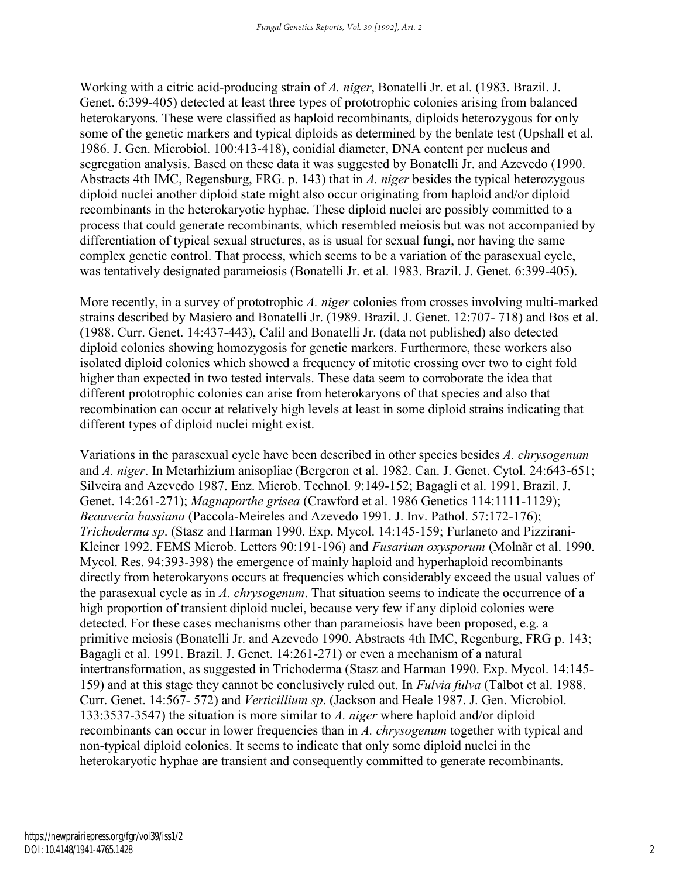Working with a citric acid-producing strain of *A. niger*, Bonatelli Jr. et al. (1983. Brazil. J. Genet. 6:399-405) detected at least three types of prototrophic colonies arising from balanced heterokaryons. These were classified as haploid recombinants, diploids heterozygous for only some of the genetic markers and typical diploids as determined by the benlate test (Upshall et al. 1986. J. Gen. Microbiol. 100:413-418), conidial diameter, DNA content per nucleus and segregation analysis. Based on these data it was suggested by Bonatelli Jr. and Azevedo (1990. Abstracts 4th IMC, Regensburg, FRG. p. 143) that in *A. niger* besides the typical heterozygous diploid nuclei another diploid state might also occur originating from haploid and/or diploid recombinants in the heterokaryotic hyphae. These diploid nuclei are possibly committed to a process that could generate recombinants, which resembled meiosis but was not accompanied by differentiation of typical sexual structures, as is usual for sexual fungi, nor having the same complex genetic control. That process, which seems to be a variation of the parasexual cycle, was tentatively designated parameiosis (Bonatelli Jr. et al. 1983. Brazil. J. Genet. 6:399-405).

More recently, in a survey of prototrophic *A. niger* colonies from crosses involving multi-marked strains described by Masiero and Bonatelli Jr. (1989. Brazil. J. Genet. 12:707- 718) and Bos et al. (1988. Curr. Genet. 14:437-443), Calil and Bonatelli Jr. (data not published) also detected diploid colonies showing homozygosis for genetic markers. Furthermore, these workers also isolated diploid colonies which showed a frequency of mitotic crossing over two to eight fold higher than expected in two tested intervals. These data seem to corroborate the idea that different prototrophic colonies can arise from heterokaryons of that species and also that recombination can occur at relatively high levels at least in some diploid strains indicating that different types of diploid nuclei might exist.

Variations in the parasexual cycle have been described in other species besides *A. chrysogenum* and *A. niger*. In Metarhizium anisopliae (Bergeron et al. 1982. Can. J. Genet. Cytol. 24:643-651; Silveira and Azevedo 1987. Enz. Microb. Technol. 9:149-152; Bagagli et al. 1991. Brazil. J. Genet. 14:261-271); *Magnaporthe grisea* (Crawford et al. 1986 Genetics 114:1111-1129); *Beauveria bassiana* (Paccola-Meireles and Azevedo 1991. J. Inv. Pathol. 57:172-176); *Trichoderma sp*. (Stasz and Harman 1990. Exp. Mycol. 14:145-159; Furlaneto and Pizzirani-Kleiner 1992. FEMS Microb. Letters 90:191-196) and *Fusarium oxysporum* (Molnãr et al. 1990. Mycol. Res. 94:393-398) the emergence of mainly haploid and hyperhaploid recombinants directly from heterokaryons occurs at frequencies which considerably exceed the usual values of the parasexual cycle as in *A. chrysogenum*. That situation seems to indicate the occurrence of a high proportion of transient diploid nuclei, because very few if any diploid colonies were detected. For these cases mechanisms other than parameiosis have been proposed, e.g. a primitive meiosis (Bonatelli Jr. and Azevedo 1990. Abstracts 4th IMC, Regenburg, FRG p. 143; Bagagli et al. 1991. Brazil. J. Genet. 14:261-271) or even a mechanism of a natural intertransformation, as suggested in Trichoderma (Stasz and Harman 1990. Exp. Mycol. 14:145-159) and at this stage they cannot be conclusively ruled out. In *Fulvia fulva* (Talbot et al. 1988. Curr. Genet. 14:567- 572) and *Verticillium sp*. (Jackson and Heale 1987. J. Gen. Microbiol. 133:3537-3547) the situation is more similar to *A. niger* where haploid and/or diploid recombinants can occur in lower frequencies than in *A. chrysogenum* together with typical and non-typical diploid colonies. It seems to indicate that only some diploid nuclei in the heterokaryotic hyphae are transient and consequently committed to generate recombinants.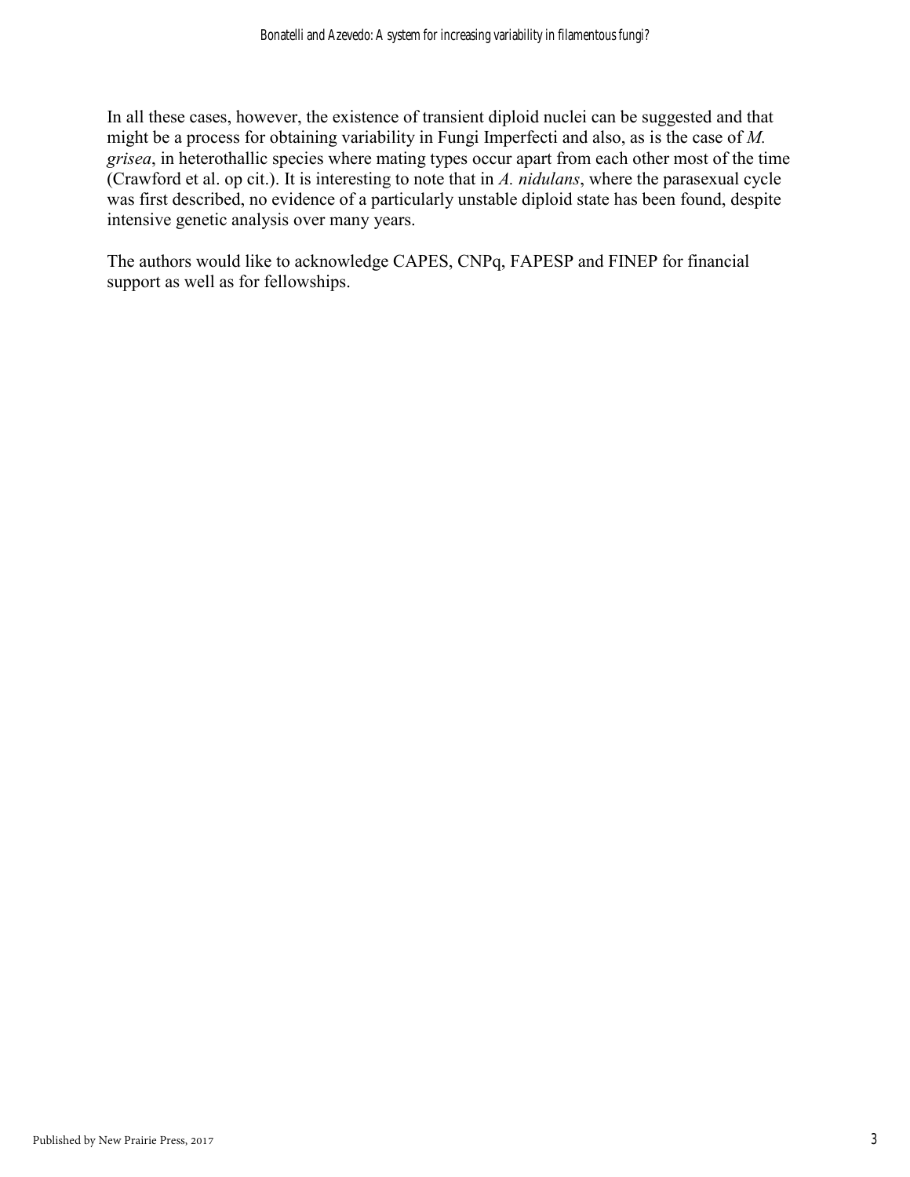In all these cases, however, the existence of transient diploid nuclei can be suggested and that might be a process for obtaining variability in Fungi Imperfecti and also, as is the case of *M. grisea*, in heterothallic species where mating types occur apart from each other most of the time (Crawford et al. op cit.). It is interesting to note that in *A. nidulans*, where the parasexual cycle was first described, no evidence of a particularly unstable diploid state has been found, despite intensive genetic analysis over many years.

The authors would like to acknowledge CAPES, CNPq, FAPESP and FINEP for financial support as well as for fellowships.